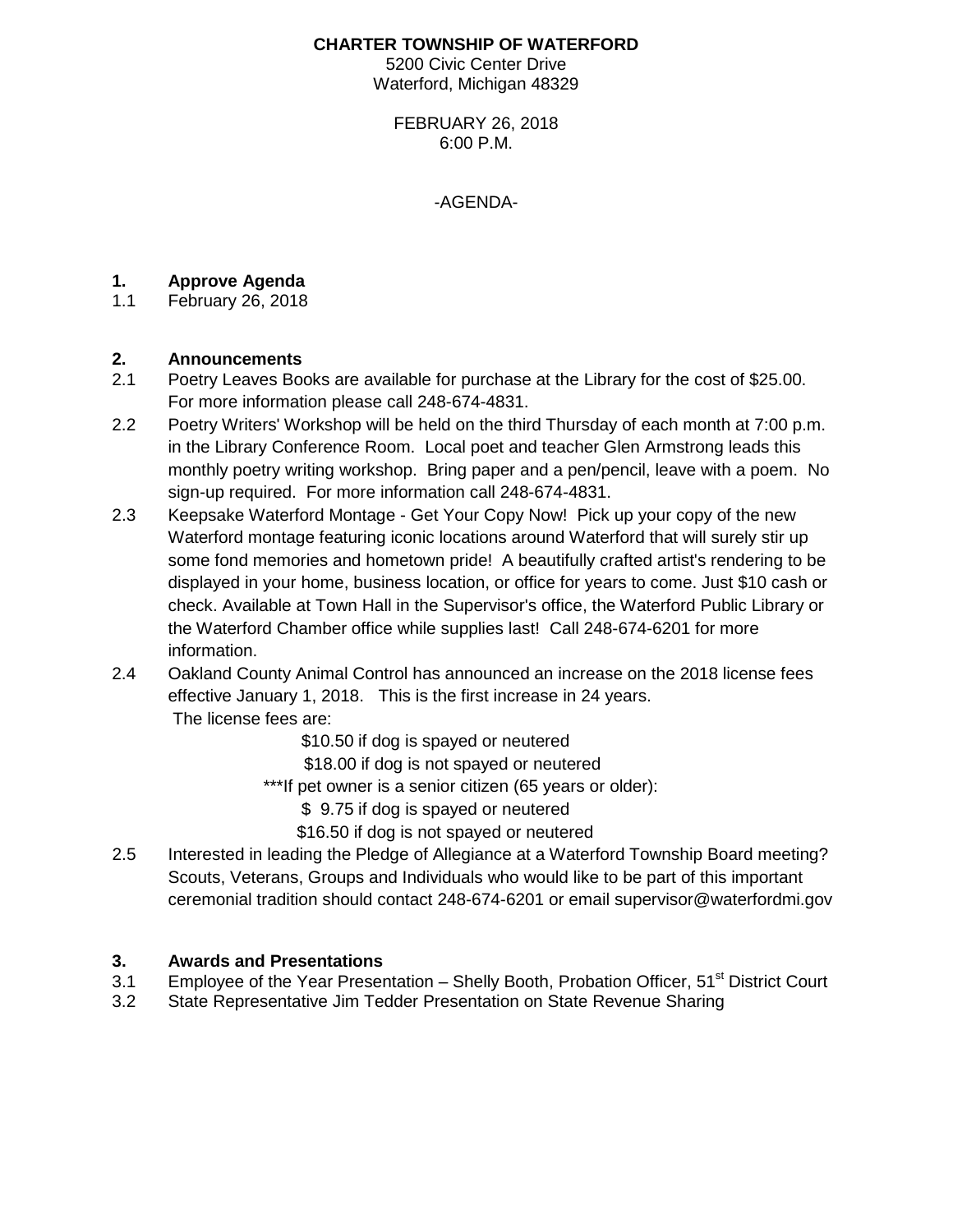**CHARTER TOWNSHIP OF WATERFORD**
5200 Civic Center Drive
Waterford, Michigan 48329

FEBRUARY 26, 2018
6:00 P.M.

-AGENDA-

**1. Approve Agenda**

1.1 February 26, 2018

**2. Announcements**

2.1 Poetry Leaves Books are available for purchase at the Library for the cost of $25.00. For more information please call 248-674-4831.

2.2 Poetry Writers' Workshop will be held on the third Thursday of each month at 7:00 p.m. in the Library Conference Room. Local poet and teacher Glen Armstrong leads this monthly poetry writing workshop. Bring paper and a pen/pencil, leave with a poem. No sign-up required. For more information call 248-674-4831.

2.3 Keepsake Waterford Montage - Get Your Copy Now! Pick up your copy of the new Waterford montage featuring iconic locations around Waterford that will surely stir up some fond memories and hometown pride! A beautifully crafted artist's rendering to be displayed in your home, business location, or office for years to come. Just $10 cash or check. Available at Town Hall in the Supervisor's office, the Waterford Public Library or the Waterford Chamber office while supplies last! Call 248-674-6201 for more information.

2.4 Oakland County Animal Control has announced an increase on the 2018 license fees effective January 1, 2018. This is the first increase in 24 years.
The license fees are:

$10.50 if dog is spayed or neutered
$18.00 if dog is not spayed or neutered
***If pet owner is a senior citizen (65 years or older):
$ 9.75 if dog is spayed or neutered
$16.50 if dog is not spayed or neutered

2.5 Interested in leading the Pledge of Allegiance at a Waterford Township Board meeting? Scouts, Veterans, Groups and Individuals who would like to be part of this important ceremonial tradition should contact 248-674-6201 or email supervisor@waterfordmi.gov

**3. Awards and Presentations**

3.1 Employee of the Year Presentation – Shelly Booth, Probation Officer, 51st District Court

3.2 State Representative Jim Tedder Presentation on State Revenue Sharing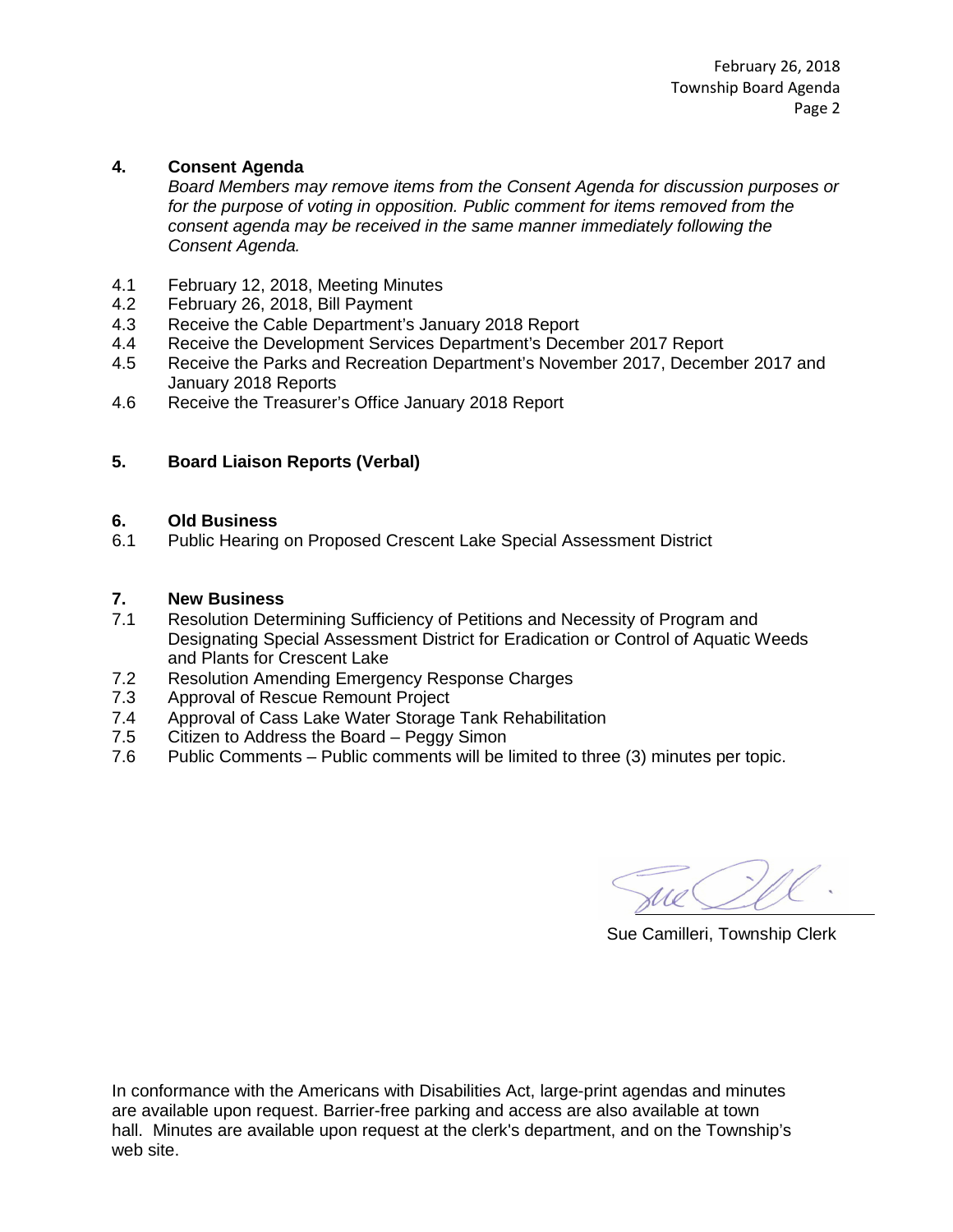## 4. Consent Agenda

*Board Members may remove items from the Consent Agenda for discussion purposes or for the purpose of voting in opposition. Public comment for items removed from the consent agenda may be received in the same manner immediately following the Consent Agenda.*

4.1 February 12, 2018, Meeting Minutes
4.2 February 26, 2018, Bill Payment
4.3 Receive the Cable Department's January 2018 Report
4.4 Receive the Development Services Department's December 2017 Report
4.5 Receive the Parks and Recreation Department's November 2017, December 2017 and January 2018 Reports
4.6 Receive the Treasurer's Office January 2018 Report

## 5. Board Liaison Reports (Verbal)

## 6. Old Business

6.1 Public Hearing on Proposed Crescent Lake Special Assessment District

## 7. New Business

7.1 Resolution Determining Sufficiency of Petitions and Necessity of Program and Designating Special Assessment District for Eradication or Control of Aquatic Weeds and Plants for Crescent Lake
7.2 Resolution Amending Emergency Response Charges
7.3 Approval of Rescue Remount Project
7.4 Approval of Cass Lake Water Storage Tank Rehabilitation
7.5 Citizen to Address the Board – Peggy Simon
7.6 Public Comments – Public comments will be limited to three (3) minutes per topic.

Sue Camilleri, Township Clerk

In conformance with the Americans with Disabilities Act, large-print agendas and minutes are available upon request. Barrier-free parking and access are also available at town hall. Minutes are available upon request at the clerk's department, and on the Township's web site.